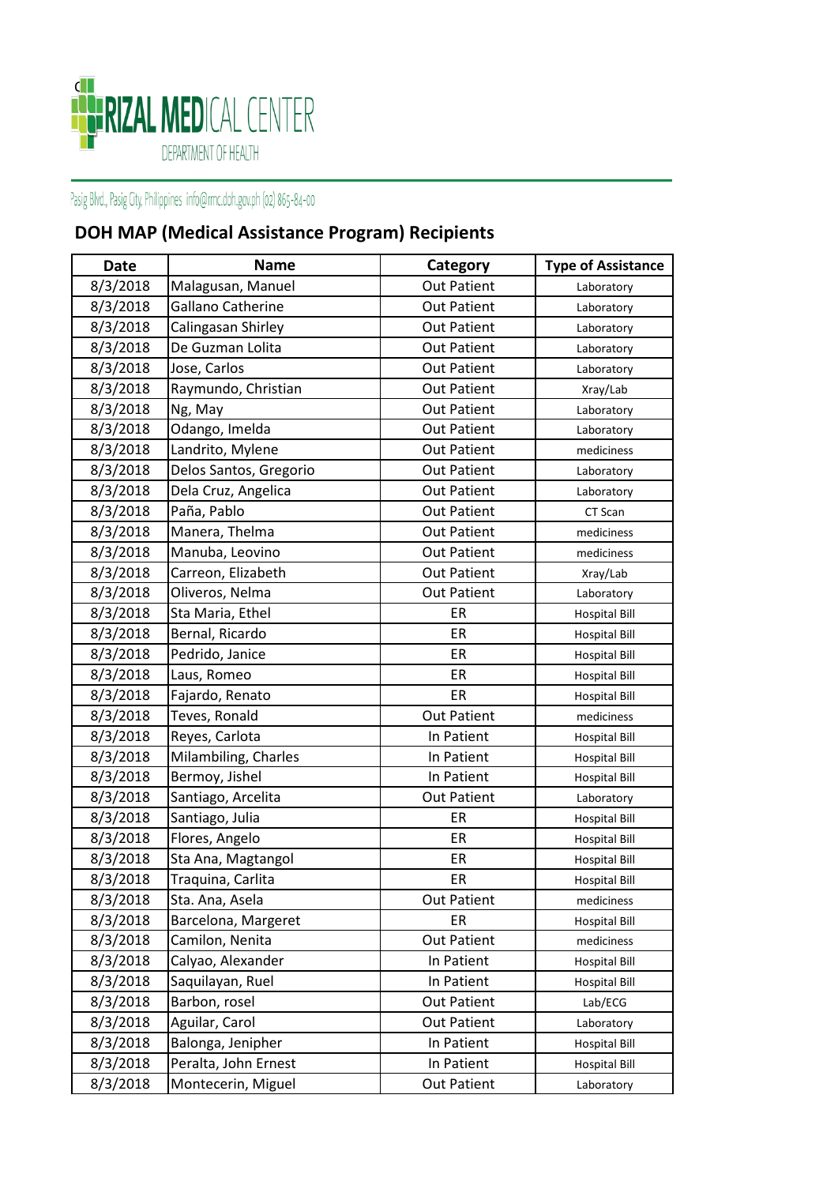RIZAL MEDICAL CENTER
DEPARTMENT OF HEALTH

Pasig Blvd., Pasig City, Philippines info@rmc.doh.gov.ph (02) 865-84-00

## DOH MAP (Medical Assistance Program) Recipients

| Date | Name | Category | Type of Assistance |
|---|---|---|---|
| 8/3/2018 | Malagusan, Manuel | Out Patient | Laboratory |
| 8/3/2018 | Gallano Catherine | Out Patient | Laboratory |
| 8/3/2018 | Calingasan Shirley | Out Patient | Laboratory |
| 8/3/2018 | De Guzman Lolita | Out Patient | Laboratory |
| 8/3/2018 | Jose, Carlos | Out Patient | Laboratory |
| 8/3/2018 | Raymundo, Christian | Out Patient | Xray/Lab |
| 8/3/2018 | Ng, May | Out Patient | Laboratory |
| 8/3/2018 | Odango, Imelda | Out Patient | Laboratory |
| 8/3/2018 | Landrito, Mylene | Out Patient | mediciness |
| 8/3/2018 | Delos Santos, Gregorio | Out Patient | Laboratory |
| 8/3/2018 | Dela Cruz, Angelica | Out Patient | Laboratory |
| 8/3/2018 | Paña, Pablo | Out Patient | CT Scan |
| 8/3/2018 | Manera, Thelma | Out Patient | mediciness |
| 8/3/2018 | Manuba, Leovino | Out Patient | mediciness |
| 8/3/2018 | Carreon, Elizabeth | Out Patient | Xray/Lab |
| 8/3/2018 | Oliveros, Nelma | Out Patient | Laboratory |
| 8/3/2018 | Sta Maria, Ethel | ER | Hospital Bill |
| 8/3/2018 | Bernal, Ricardo | ER | Hospital Bill |
| 8/3/2018 | Pedrido, Janice | ER | Hospital Bill |
| 8/3/2018 | Laus, Romeo | ER | Hospital Bill |
| 8/3/2018 | Fajardo, Renato | ER | Hospital Bill |
| 8/3/2018 | Teves, Ronald | Out Patient | mediciness |
| 8/3/2018 | Reyes, Carlota | In Patient | Hospital Bill |
| 8/3/2018 | Milambiling, Charles | In Patient | Hospital Bill |
| 8/3/2018 | Bermoy, Jishel | In Patient | Hospital Bill |
| 8/3/2018 | Santiago, Arcelita | Out Patient | Laboratory |
| 8/3/2018 | Santiago, Julia | ER | Hospital Bill |
| 8/3/2018 | Flores, Angelo | ER | Hospital Bill |
| 8/3/2018 | Sta Ana, Magtangol | ER | Hospital Bill |
| 8/3/2018 | Traquina, Carlita | ER | Hospital Bill |
| 8/3/2018 | Sta. Ana, Asela | Out Patient | mediciness |
| 8/3/2018 | Barcelona, Margeret | ER | Hospital Bill |
| 8/3/2018 | Camilon, Nenita | Out Patient | mediciness |
| 8/3/2018 | Calyao, Alexander | In Patient | Hospital Bill |
| 8/3/2018 | Saquilayan, Ruel | In Patient | Hospital Bill |
| 8/3/2018 | Barbon, rosel | Out Patient | Lab/ECG |
| 8/3/2018 | Aguilar, Carol | Out Patient | Laboratory |
| 8/3/2018 | Balonga, Jenipher | In Patient | Hospital Bill |
| 8/3/2018 | Peralta, John Ernest | In Patient | Hospital Bill |
| 8/3/2018 | Montecerin, Miguel | Out Patient | Laboratory |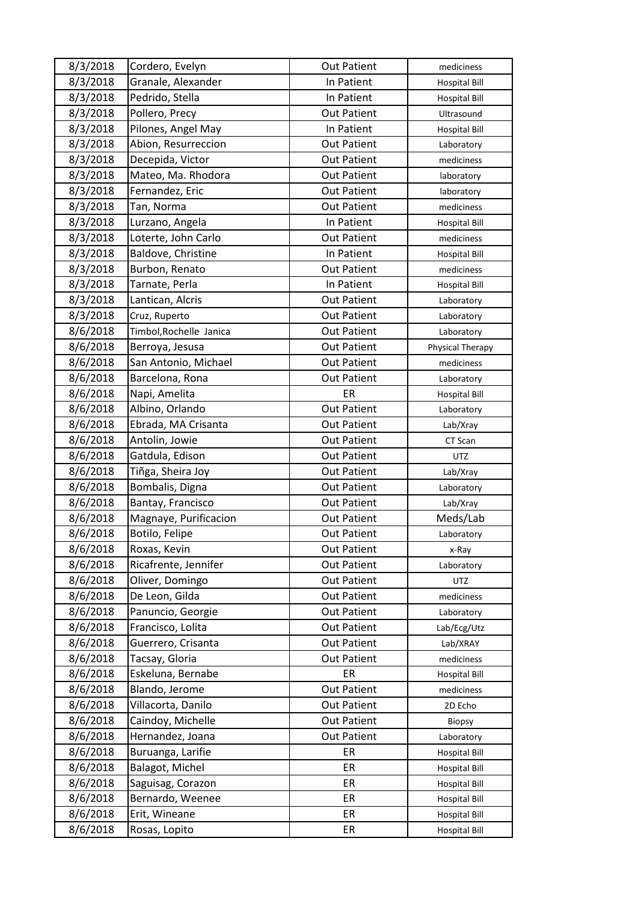| | | | |
|---|---|---|---|
| 8/3/2018 | Cordero, Evelyn | Out Patient | mediciness |
| 8/3/2018 | Granale, Alexander | In Patient | Hospital Bill |
| 8/3/2018 | Pedrido, Stella | In Patient | Hospital Bill |
| 8/3/2018 | Pollero, Precy | Out Patient | Ultrasound |
| 8/3/2018 | Pilones, Angel May | In Patient | Hospital Bill |
| 8/3/2018 | Abion, Resurreccion | Out Patient | Laboratory |
| 8/3/2018 | Decepida, Victor | Out Patient | mediciness |
| 8/3/2018 | Mateo, Ma. Rhodora | Out Patient | laboratory |
| 8/3/2018 | Fernandez, Eric | Out Patient | laboratory |
| 8/3/2018 | Tan, Norma | Out Patient | mediciness |
| 8/3/2018 | Lurzano, Angela | In Patient | Hospital Bill |
| 8/3/2018 | Loterte, John Carlo | Out Patient | mediciness |
| 8/3/2018 | Baldove, Christine | In Patient | Hospital Bill |
| 8/3/2018 | Burbon, Renato | Out Patient | mediciness |
| 8/3/2018 | Tarnate, Perla | In Patient | Hospital Bill |
| 8/3/2018 | Lantican, Alcris | Out Patient | Laboratory |
| 8/3/2018 | Cruz, Ruperto | Out Patient | Laboratory |
| 8/6/2018 | Timbol,Rochelle Janica | Out Patient | Laboratory |
| 8/6/2018 | Berroya, Jesusa | Out Patient | Physical Therapy |
| 8/6/2018 | San Antonio, Michael | Out Patient | mediciness |
| 8/6/2018 | Barcelona, Rona | Out Patient | Laboratory |
| 8/6/2018 | Napi, Amelita | ER | Hospital Bill |
| 8/6/2018 | Albino, Orlando | Out Patient | Laboratory |
| 8/6/2018 | Ebrada, MA Crisanta | Out Patient | Lab/Xray |
| 8/6/2018 | Antolin, Jowie | Out Patient | CT Scan |
| 8/6/2018 | Gatdula, Edison | Out Patient | UTZ |
| 8/6/2018 | Tiñga, Sheira Joy | Out Patient | Lab/Xray |
| 8/6/2018 | Bombalis, Digna | Out Patient | Laboratory |
| 8/6/2018 | Bantay, Francisco | Out Patient | Lab/Xray |
| 8/6/2018 | Magnaye, Purificacion | Out Patient | Meds/Lab |
| 8/6/2018 | Botilo, Felipe | Out Patient | Laboratory |
| 8/6/2018 | Roxas, Kevin | Out Patient | x-Ray |
| 8/6/2018 | Ricafrente, Jennifer | Out Patient | Laboratory |
| 8/6/2018 | Oliver, Domingo | Out Patient | UTZ |
| 8/6/2018 | De Leon, Gilda | Out Patient | mediciness |
| 8/6/2018 | Panuncio, Georgie | Out Patient | Laboratory |
| 8/6/2018 | Francisco, Lolita | Out Patient | Lab/Ecg/Utz |
| 8/6/2018 | Guerrero, Crisanta | Out Patient | Lab/XRAY |
| 8/6/2018 | Tacsay, Gloria | Out Patient | mediciness |
| 8/6/2018 | Eskeluna, Bernabe | ER | Hospital Bill |
| 8/6/2018 | Blando, Jerome | Out Patient | mediciness |
| 8/6/2018 | Villacorta, Danilo | Out Patient | 2D Echo |
| 8/6/2018 | Caindoy, Michelle | Out Patient | Biopsy |
| 8/6/2018 | Hernandez, Joana | Out Patient | Laboratory |
| 8/6/2018 | Buruanga, Larifie | ER | Hospital Bill |
| 8/6/2018 | Balagot, Michel | ER | Hospital Bill |
| 8/6/2018 | Saguisag, Corazon | ER | Hospital Bill |
| 8/6/2018 | Bernardo, Weenee | ER | Hospital Bill |
| 8/6/2018 | Erit, Wineane | ER | Hospital Bill |
| 8/6/2018 | Rosas, Lopito | ER | Hospital Bill |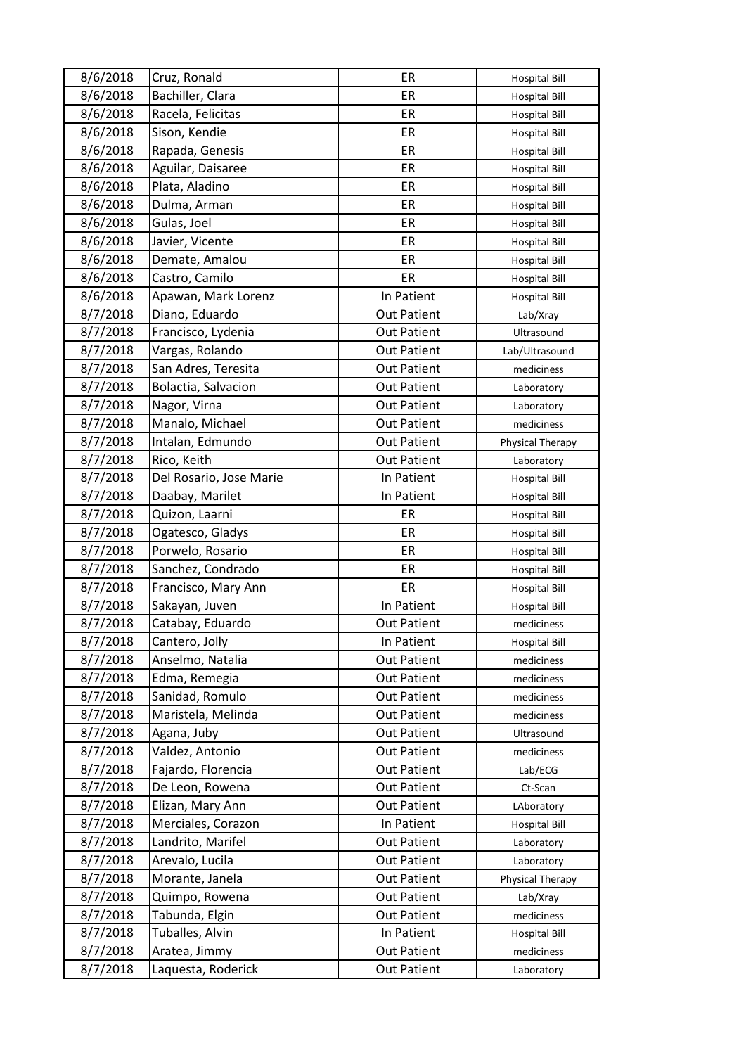| | | | |
|---|---|---|---|
| 8/6/2018 | Cruz, Ronald | ER | Hospital Bill |
| 8/6/2018 | Bachiller, Clara | ER | Hospital Bill |
| 8/6/2018 | Racela, Felicitas | ER | Hospital Bill |
| 8/6/2018 | Sison, Kendie | ER | Hospital Bill |
| 8/6/2018 | Rapada, Genesis | ER | Hospital Bill |
| 8/6/2018 | Aguilar, Daisaree | ER | Hospital Bill |
| 8/6/2018 | Plata, Aladino | ER | Hospital Bill |
| 8/6/2018 | Dulma, Arman | ER | Hospital Bill |
| 8/6/2018 | Gulas, Joel | ER | Hospital Bill |
| 8/6/2018 | Javier, Vicente | ER | Hospital Bill |
| 8/6/2018 | Demate, Amalou | ER | Hospital Bill |
| 8/6/2018 | Castro, Camilo | ER | Hospital Bill |
| 8/6/2018 | Apawan, Mark Lorenz | In Patient | Hospital Bill |
| 8/7/2018 | Diano, Eduardo | Out Patient | Lab/Xray |
| 8/7/2018 | Francisco, Lydenia | Out Patient | Ultrasound |
| 8/7/2018 | Vargas, Rolando | Out Patient | Lab/Ultrasound |
| 8/7/2018 | San Adres, Teresita | Out Patient | mediciness |
| 8/7/2018 | Bolactia, Salvacion | Out Patient | Laboratory |
| 8/7/2018 | Nagor, Virna | Out Patient | Laboratory |
| 8/7/2018 | Manalo, Michael | Out Patient | mediciness |
| 8/7/2018 | Intalan, Edmundo | Out Patient | Physical Therapy |
| 8/7/2018 | Rico, Keith | Out Patient | Laboratory |
| 8/7/2018 | Del Rosario, Jose Marie | In Patient | Hospital Bill |
| 8/7/2018 | Daabay, Marilet | In Patient | Hospital Bill |
| 8/7/2018 | Quizon, Laarni | ER | Hospital Bill |
| 8/7/2018 | Ogatesco, Gladys | ER | Hospital Bill |
| 8/7/2018 | Porwelo, Rosario | ER | Hospital Bill |
| 8/7/2018 | Sanchez, Condrado | ER | Hospital Bill |
| 8/7/2018 | Francisco, Mary Ann | ER | Hospital Bill |
| 8/7/2018 | Sakayan, Juven | In Patient | Hospital Bill |
| 8/7/2018 | Catabay, Eduardo | Out Patient | mediciness |
| 8/7/2018 | Cantero, Jolly | In Patient | Hospital Bill |
| 8/7/2018 | Anselmo, Natalia | Out Patient | mediciness |
| 8/7/2018 | Edma, Remegia | Out Patient | mediciness |
| 8/7/2018 | Sanidad, Romulo | Out Patient | mediciness |
| 8/7/2018 | Maristela, Melinda | Out Patient | mediciness |
| 8/7/2018 | Agana, Juby | Out Patient | Ultrasound |
| 8/7/2018 | Valdez, Antonio | Out Patient | mediciness |
| 8/7/2018 | Fajardo, Florencia | Out Patient | Lab/ECG |
| 8/7/2018 | De Leon, Rowena | Out Patient | Ct-Scan |
| 8/7/2018 | Elizan, Mary Ann | Out Patient | LAboratory |
| 8/7/2018 | Merciales, Corazon | In Patient | Hospital Bill |
| 8/7/2018 | Landrito, Marifel | Out Patient | Laboratory |
| 8/7/2018 | Arevalo, Lucila | Out Patient | Laboratory |
| 8/7/2018 | Morante, Janela | Out Patient | Physical Therapy |
| 8/7/2018 | Quimpo, Rowena | Out Patient | Lab/Xray |
| 8/7/2018 | Tabunda, Elgin | Out Patient | mediciness |
| 8/7/2018 | Tuballes, Alvin | In Patient | Hospital Bill |
| 8/7/2018 | Aratea, Jimmy | Out Patient | mediciness |
| 8/7/2018 | Laquesta, Roderick | Out Patient | Laboratory |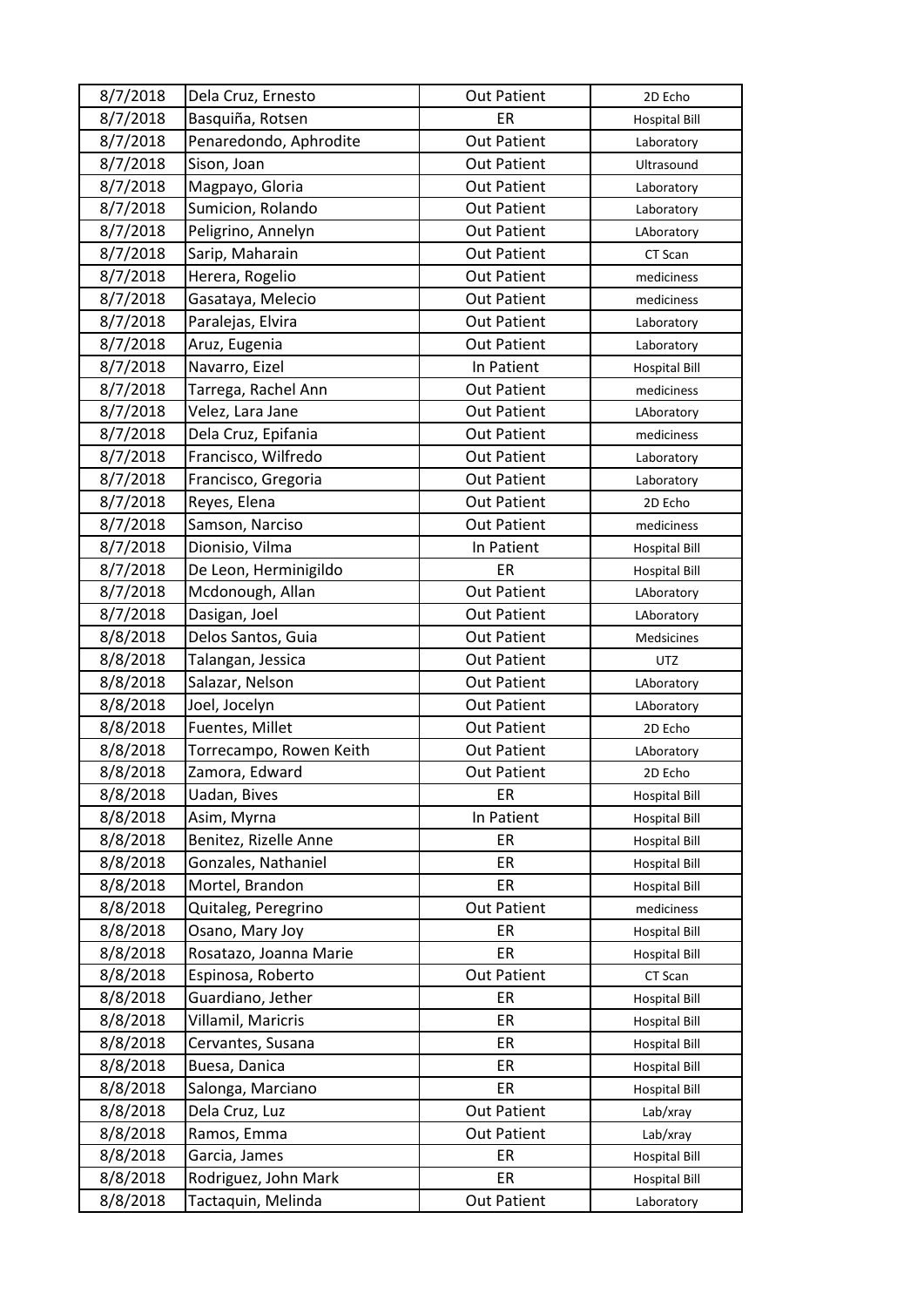| | | | |
|---|---|---|---|
| 8/7/2018 | Dela Cruz, Ernesto | Out Patient | 2D Echo |
| 8/7/2018 | Basquiña, Rotsen | ER | Hospital Bill |
| 8/7/2018 | Penaredondo, Aphrodite | Out Patient | Laboratory |
| 8/7/2018 | Sison, Joan | Out Patient | Ultrasound |
| 8/7/2018 | Magpayo, Gloria | Out Patient | Laboratory |
| 8/7/2018 | Sumicion, Rolando | Out Patient | Laboratory |
| 8/7/2018 | Peligrino, Annelyn | Out Patient | LAboratory |
| 8/7/2018 | Sarip, Maharain | Out Patient | CT Scan |
| 8/7/2018 | Herera, Rogelio | Out Patient | mediciness |
| 8/7/2018 | Gasataya, Melecio | Out Patient | mediciness |
| 8/7/2018 | Paralejas, Elvira | Out Patient | Laboratory |
| 8/7/2018 | Aruz, Eugenia | Out Patient | Laboratory |
| 8/7/2018 | Navarro, Eizel | In Patient | Hospital Bill |
| 8/7/2018 | Tarrega, Rachel Ann | Out Patient | mediciness |
| 8/7/2018 | Velez, Lara Jane | Out Patient | LAboratory |
| 8/7/2018 | Dela Cruz, Epifania | Out Patient | mediciness |
| 8/7/2018 | Francisco, Wilfredo | Out Patient | Laboratory |
| 8/7/2018 | Francisco, Gregoria | Out Patient | Laboratory |
| 8/7/2018 | Reyes, Elena | Out Patient | 2D Echo |
| 8/7/2018 | Samson, Narciso | Out Patient | mediciness |
| 8/7/2018 | Dionisio, Vilma | In Patient | Hospital Bill |
| 8/7/2018 | De Leon, Herminigildo | ER | Hospital Bill |
| 8/7/2018 | Mcdonough, Allan | Out Patient | LAboratory |
| 8/7/2018 | Dasigan, Joel | Out Patient | LAboratory |
| 8/8/2018 | Delos Santos, Guia | Out Patient | Medsicines |
| 8/8/2018 | Talangan, Jessica | Out Patient | UTZ |
| 8/8/2018 | Salazar, Nelson | Out Patient | LAboratory |
| 8/8/2018 | Joel, Jocelyn | Out Patient | LAboratory |
| 8/8/2018 | Fuentes, Millet | Out Patient | 2D Echo |
| 8/8/2018 | Torrecampo, Rowen Keith | Out Patient | LAboratory |
| 8/8/2018 | Zamora, Edward | Out Patient | 2D Echo |
| 8/8/2018 | Uadan, Bives | ER | Hospital Bill |
| 8/8/2018 | Asim, Myrna | In Patient | Hospital Bill |
| 8/8/2018 | Benitez, Rizelle Anne | ER | Hospital Bill |
| 8/8/2018 | Gonzales, Nathaniel | ER | Hospital Bill |
| 8/8/2018 | Mortel, Brandon | ER | Hospital Bill |
| 8/8/2018 | Quitaleg, Peregrino | Out Patient | mediciness |
| 8/8/2018 | Osano, Mary Joy | ER | Hospital Bill |
| 8/8/2018 | Rosatazo, Joanna Marie | ER | Hospital Bill |
| 8/8/2018 | Espinosa, Roberto | Out Patient | CT Scan |
| 8/8/2018 | Guardiano, Jether | ER | Hospital Bill |
| 8/8/2018 | Villamil, Maricris | ER | Hospital Bill |
| 8/8/2018 | Cervantes, Susana | ER | Hospital Bill |
| 8/8/2018 | Buesa, Danica | ER | Hospital Bill |
| 8/8/2018 | Salonga, Marciano | ER | Hospital Bill |
| 8/8/2018 | Dela Cruz, Luz | Out Patient | Lab/xray |
| 8/8/2018 | Ramos, Emma | Out Patient | Lab/xray |
| 8/8/2018 | Garcia, James | ER | Hospital Bill |
| 8/8/2018 | Rodriguez, John Mark | ER | Hospital Bill |
| 8/8/2018 | Tactaquin, Melinda | Out Patient | Laboratory |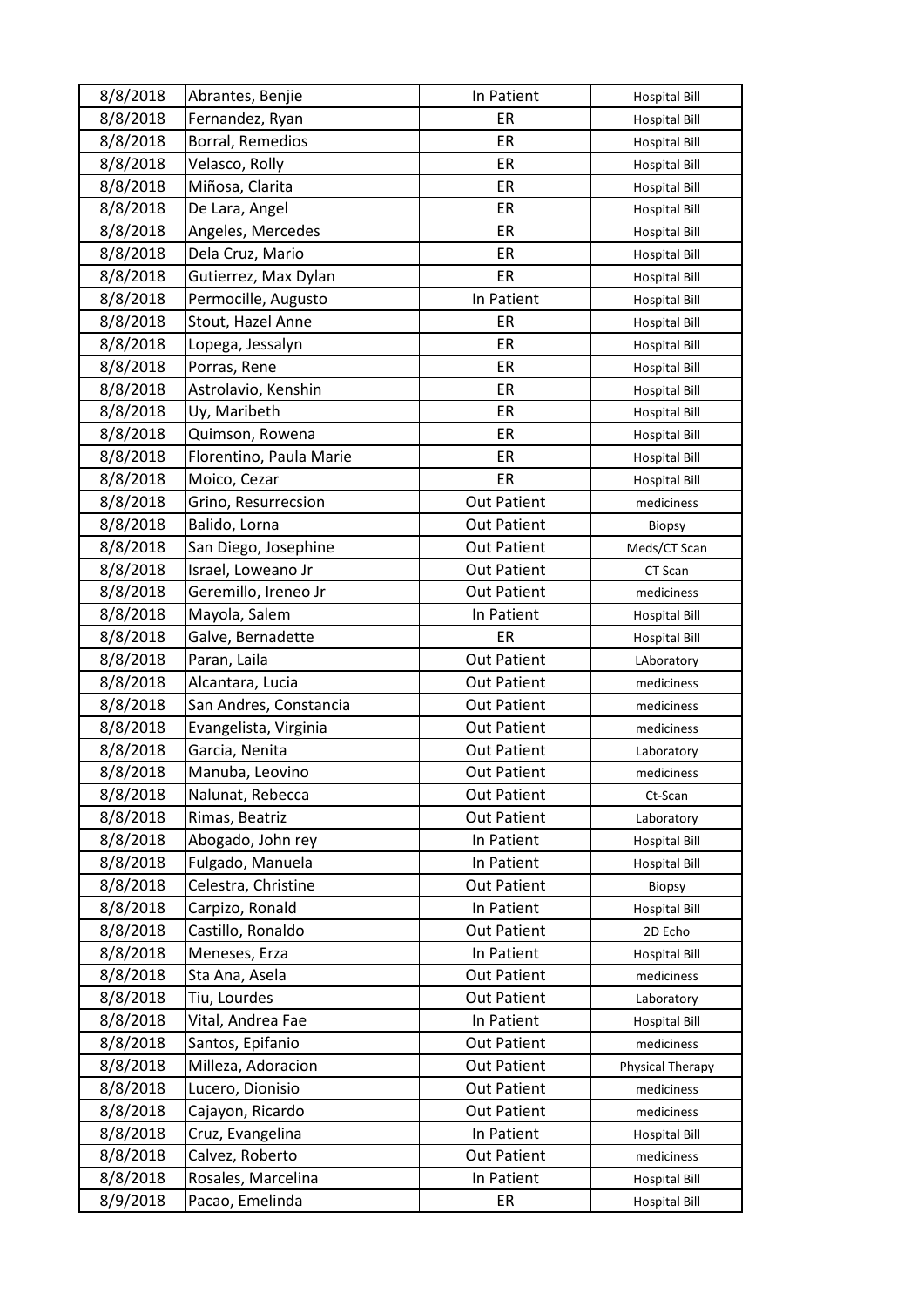| | | | |
|---|---|---|---|
| 8/8/2018 | Abrantes, Benjie | In Patient | Hospital Bill |
| 8/8/2018 | Fernandez, Ryan | ER | Hospital Bill |
| 8/8/2018 | Borral, Remedios | ER | Hospital Bill |
| 8/8/2018 | Velasco, Rolly | ER | Hospital Bill |
| 8/8/2018 | Miñosa, Clarita | ER | Hospital Bill |
| 8/8/2018 | De Lara, Angel | ER | Hospital Bill |
| 8/8/2018 | Angeles, Mercedes | ER | Hospital Bill |
| 8/8/2018 | Dela Cruz, Mario | ER | Hospital Bill |
| 8/8/2018 | Gutierrez, Max Dylan | ER | Hospital Bill |
| 8/8/2018 | Permocille, Augusto | In Patient | Hospital Bill |
| 8/8/2018 | Stout, Hazel Anne | ER | Hospital Bill |
| 8/8/2018 | Lopega, Jessalyn | ER | Hospital Bill |
| 8/8/2018 | Porras, Rene | ER | Hospital Bill |
| 8/8/2018 | Astrolavio, Kenshin | ER | Hospital Bill |
| 8/8/2018 | Uy, Maribeth | ER | Hospital Bill |
| 8/8/2018 | Quimson, Rowena | ER | Hospital Bill |
| 8/8/2018 | Florentino, Paula Marie | ER | Hospital Bill |
| 8/8/2018 | Moico, Cezar | ER | Hospital Bill |
| 8/8/2018 | Grino, Resurrecsion | Out Patient | mediciness |
| 8/8/2018 | Balido, Lorna | Out Patient | Biopsy |
| 8/8/2018 | San Diego, Josephine | Out Patient | Meds/CT Scan |
| 8/8/2018 | Israel, Loweano Jr | Out Patient | CT Scan |
| 8/8/2018 | Geremillo, Ireneo Jr | Out Patient | mediciness |
| 8/8/2018 | Mayola, Salem | In Patient | Hospital Bill |
| 8/8/2018 | Galve, Bernadette | ER | Hospital Bill |
| 8/8/2018 | Paran, Laila | Out Patient | LAboratory |
| 8/8/2018 | Alcantara, Lucia | Out Patient | mediciness |
| 8/8/2018 | San Andres, Constancia | Out Patient | mediciness |
| 8/8/2018 | Evangelista, Virginia | Out Patient | mediciness |
| 8/8/2018 | Garcia, Nenita | Out Patient | Laboratory |
| 8/8/2018 | Manuba, Leovino | Out Patient | mediciness |
| 8/8/2018 | Nalunat, Rebecca | Out Patient | Ct-Scan |
| 8/8/2018 | Rimas, Beatriz | Out Patient | Laboratory |
| 8/8/2018 | Abogado, John rey | In Patient | Hospital Bill |
| 8/8/2018 | Fulgado, Manuela | In Patient | Hospital Bill |
| 8/8/2018 | Celestra, Christine | Out Patient | Biopsy |
| 8/8/2018 | Carpizo, Ronald | In Patient | Hospital Bill |
| 8/8/2018 | Castillo, Ronaldo | Out Patient | 2D Echo |
| 8/8/2018 | Meneses, Erza | In Patient | Hospital Bill |
| 8/8/2018 | Sta Ana, Asela | Out Patient | mediciness |
| 8/8/2018 | Tiu, Lourdes | Out Patient | Laboratory |
| 8/8/2018 | Vital, Andrea Fae | In Patient | Hospital Bill |
| 8/8/2018 | Santos, Epifanio | Out Patient | mediciness |
| 8/8/2018 | Milleza, Adoracion | Out Patient | Physical Therapy |
| 8/8/2018 | Lucero, Dionisio | Out Patient | mediciness |
| 8/8/2018 | Cajayon, Ricardo | Out Patient | mediciness |
| 8/8/2018 | Cruz, Evangelina | In Patient | Hospital Bill |
| 8/8/2018 | Calvez, Roberto | Out Patient | mediciness |
| 8/8/2018 | Rosales, Marcelina | In Patient | Hospital Bill |
| 8/9/2018 | Pacao, Emelinda | ER | Hospital Bill |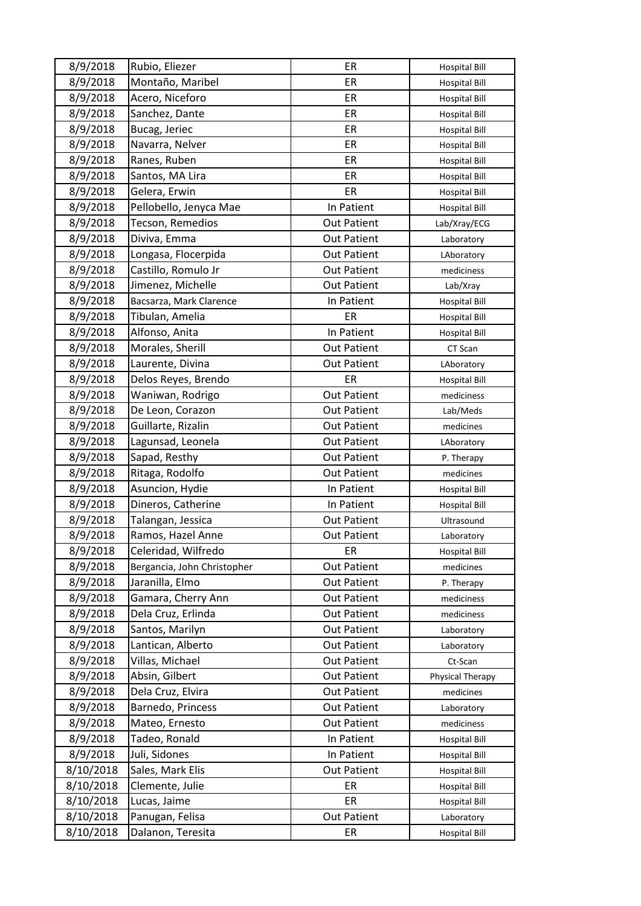| | | | |
|---|---|---|---|
| 8/9/2018 | Rubio, Eliezer | ER | Hospital Bill |
| 8/9/2018 | Montaño, Maribel | ER | Hospital Bill |
| 8/9/2018 | Acero, Niceforo | ER | Hospital Bill |
| 8/9/2018 | Sanchez, Dante | ER | Hospital Bill |
| 8/9/2018 | Bucag, Jeriec | ER | Hospital Bill |
| 8/9/2018 | Navarra, Nelver | ER | Hospital Bill |
| 8/9/2018 | Ranes, Ruben | ER | Hospital Bill |
| 8/9/2018 | Santos, MA Lira | ER | Hospital Bill |
| 8/9/2018 | Gelera, Erwin | ER | Hospital Bill |
| 8/9/2018 | Pellobello, Jenyca Mae | In Patient | Hospital Bill |
| 8/9/2018 | Tecson, Remedios | Out Patient | Lab/Xray/ECG |
| 8/9/2018 | Diviva, Emma | Out Patient | Laboratory |
| 8/9/2018 | Longasa, Flocerpida | Out Patient | LAboratory |
| 8/9/2018 | Castillo, Romulo Jr | Out Patient | mediciness |
| 8/9/2018 | Jimenez, Michelle | Out Patient | Lab/Xray |
| 8/9/2018 | Bacsarza, Mark Clarence | In Patient | Hospital Bill |
| 8/9/2018 | Tibulan, Amelia | ER | Hospital Bill |
| 8/9/2018 | Alfonso, Anita | In Patient | Hospital Bill |
| 8/9/2018 | Morales, Sherill | Out Patient | CT Scan |
| 8/9/2018 | Laurente, Divina | Out Patient | LAboratory |
| 8/9/2018 | Delos Reyes, Brendo | ER | Hospital Bill |
| 8/9/2018 | Waniwan, Rodrigo | Out Patient | mediciness |
| 8/9/2018 | De Leon, Corazon | Out Patient | Lab/Meds |
| 8/9/2018 | Guillarte, Rizalin | Out Patient | medicines |
| 8/9/2018 | Lagunsad, Leonela | Out Patient | LAboratory |
| 8/9/2018 | Sapad, Resthy | Out Patient | P. Therapy |
| 8/9/2018 | Ritaga, Rodolfo | Out Patient | medicines |
| 8/9/2018 | Asuncion, Hydie | In Patient | Hospital Bill |
| 8/9/2018 | Dineros, Catherine | In Patient | Hospital Bill |
| 8/9/2018 | Talangan, Jessica | Out Patient | Ultrasound |
| 8/9/2018 | Ramos, Hazel Anne | Out Patient | Laboratory |
| 8/9/2018 | Celeridad, Wilfredo | ER | Hospital Bill |
| 8/9/2018 | Bergancia, John Christopher | Out Patient | medicines |
| 8/9/2018 | Jaranilla, Elmo | Out Patient | P. Therapy |
| 8/9/2018 | Gamara, Cherry Ann | Out Patient | mediciness |
| 8/9/2018 | Dela Cruz, Erlinda | Out Patient | mediciness |
| 8/9/2018 | Santos, Marilyn | Out Patient | Laboratory |
| 8/9/2018 | Lantican, Alberto | Out Patient | Laboratory |
| 8/9/2018 | Villas, Michael | Out Patient | Ct-Scan |
| 8/9/2018 | Absin, Gilbert | Out Patient | Physical Therapy |
| 8/9/2018 | Dela Cruz, Elvira | Out Patient | medicines |
| 8/9/2018 | Barnedo, Princess | Out Patient | Laboratory |
| 8/9/2018 | Mateo, Ernesto | Out Patient | mediciness |
| 8/9/2018 | Tadeo, Ronald | In Patient | Hospital Bill |
| 8/9/2018 | Juli, Sidones | In Patient | Hospital Bill |
| 8/10/2018 | Sales, Mark Elis | Out Patient | Hospital Bill |
| 8/10/2018 | Clemente, Julie | ER | Hospital Bill |
| 8/10/2018 | Lucas, Jaime | ER | Hospital Bill |
| 8/10/2018 | Panugan, Felisa | Out Patient | Laboratory |
| 8/10/2018 | Dalanon, Teresita | ER | Hospital Bill |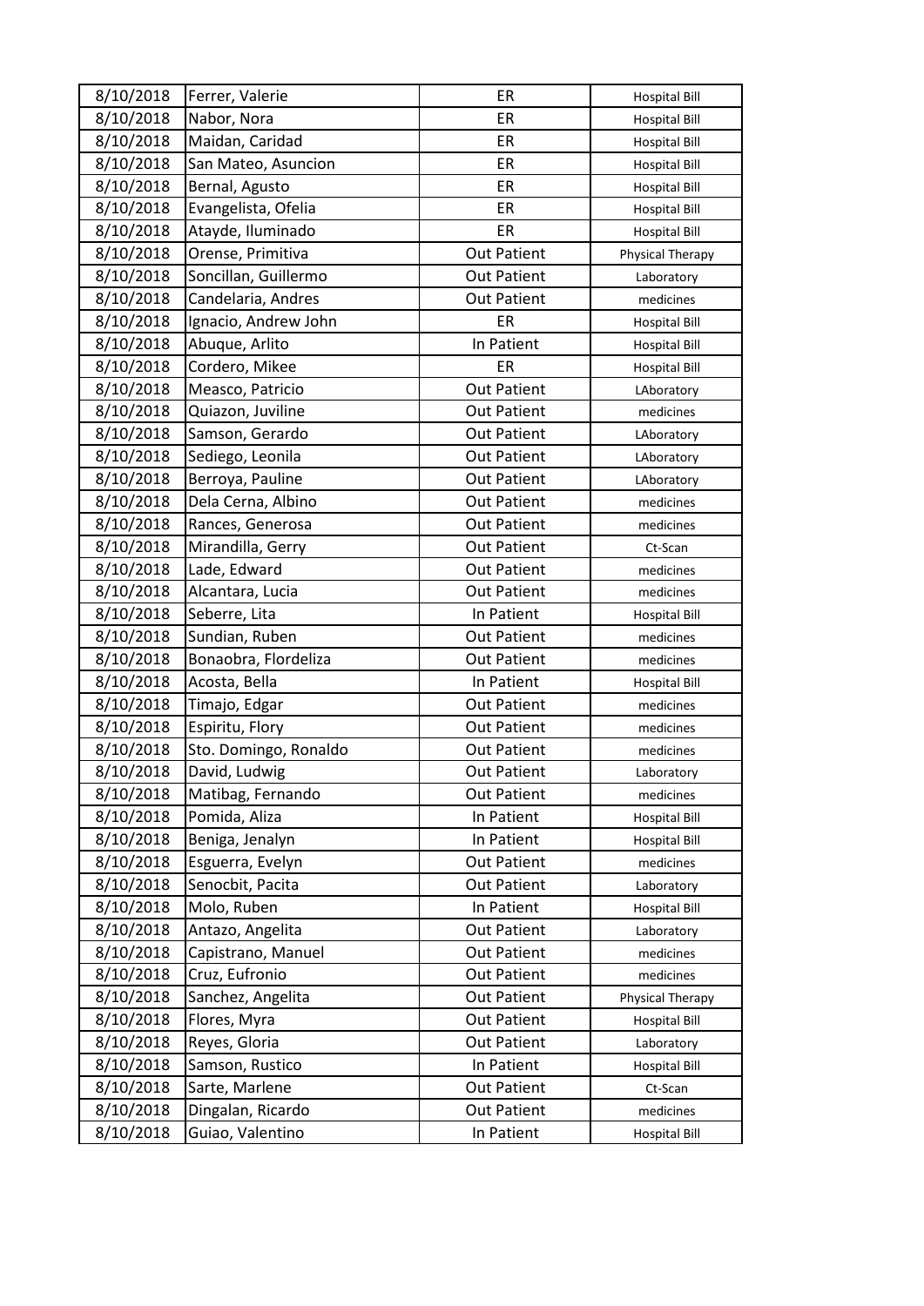| | | | |
|---|---|---|---|
| 8/10/2018 | Ferrer, Valerie | ER | Hospital Bill |
| 8/10/2018 | Nabor, Nora | ER | Hospital Bill |
| 8/10/2018 | Maidan, Caridad | ER | Hospital Bill |
| 8/10/2018 | San Mateo, Asuncion | ER | Hospital Bill |
| 8/10/2018 | Bernal, Agusto | ER | Hospital Bill |
| 8/10/2018 | Evangelista, Ofelia | ER | Hospital Bill |
| 8/10/2018 | Atayde, Iluminado | ER | Hospital Bill |
| 8/10/2018 | Orense, Primitiva | Out Patient | Physical Therapy |
| 8/10/2018 | Soncillan, Guillermo | Out Patient | Laboratory |
| 8/10/2018 | Candelaria, Andres | Out Patient | medicines |
| 8/10/2018 | Ignacio, Andrew John | ER | Hospital Bill |
| 8/10/2018 | Abuque, Arlito | In Patient | Hospital Bill |
| 8/10/2018 | Cordero, Mikee | ER | Hospital Bill |
| 8/10/2018 | Measco, Patricio | Out Patient | LAboratory |
| 8/10/2018 | Quiazon, Juviline | Out Patient | medicines |
| 8/10/2018 | Samson, Gerardo | Out Patient | LAboratory |
| 8/10/2018 | Sediego, Leonila | Out Patient | LAboratory |
| 8/10/2018 | Berroya, Pauline | Out Patient | LAboratory |
| 8/10/2018 | Dela Cerna, Albino | Out Patient | medicines |
| 8/10/2018 | Rances, Generosa | Out Patient | medicines |
| 8/10/2018 | Mirandilla, Gerry | Out Patient | Ct-Scan |
| 8/10/2018 | Lade, Edward | Out Patient | medicines |
| 8/10/2018 | Alcantara, Lucia | Out Patient | medicines |
| 8/10/2018 | Seberre, Lita | In Patient | Hospital Bill |
| 8/10/2018 | Sundian, Ruben | Out Patient | medicines |
| 8/10/2018 | Bonaobra, Flordeliza | Out Patient | medicines |
| 8/10/2018 | Acosta, Bella | In Patient | Hospital Bill |
| 8/10/2018 | Timajo, Edgar | Out Patient | medicines |
| 8/10/2018 | Espiritu, Flory | Out Patient | medicines |
| 8/10/2018 | Sto. Domingo, Ronaldo | Out Patient | medicines |
| 8/10/2018 | David, Ludwig | Out Patient | Laboratory |
| 8/10/2018 | Matibag, Fernando | Out Patient | medicines |
| 8/10/2018 | Pomida, Aliza | In Patient | Hospital Bill |
| 8/10/2018 | Beniga, Jenalyn | In Patient | Hospital Bill |
| 8/10/2018 | Esguerra, Evelyn | Out Patient | medicines |
| 8/10/2018 | Senocbit, Pacita | Out Patient | Laboratory |
| 8/10/2018 | Molo, Ruben | In Patient | Hospital Bill |
| 8/10/2018 | Antazo, Angelita | Out Patient | Laboratory |
| 8/10/2018 | Capistrano, Manuel | Out Patient | medicines |
| 8/10/2018 | Cruz, Eufronio | Out Patient | medicines |
| 8/10/2018 | Sanchez, Angelita | Out Patient | Physical Therapy |
| 8/10/2018 | Flores, Myra | Out Patient | Hospital Bill |
| 8/10/2018 | Reyes, Gloria | Out Patient | Laboratory |
| 8/10/2018 | Samson, Rustico | In Patient | Hospital Bill |
| 8/10/2018 | Sarte, Marlene | Out Patient | Ct-Scan |
| 8/10/2018 | Dingalan, Ricardo | Out Patient | medicines |
| 8/10/2018 | Guiao, Valentino | In Patient | Hospital Bill |